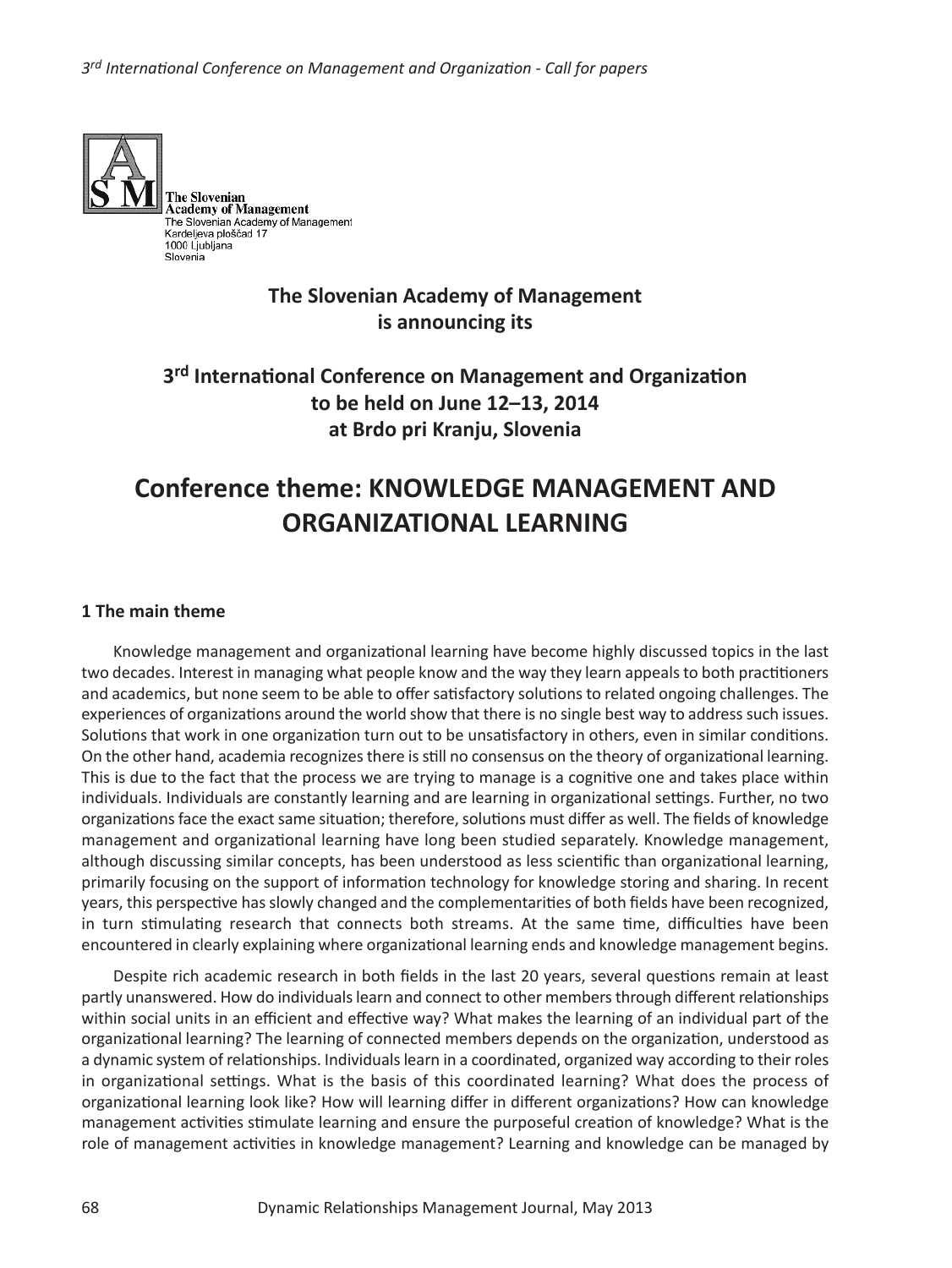The Slovenian Academy of Management
The Slovenian Academy of Management
Kardeljeva ploščad 17
1000 Ljubljana
Slovenia

**The Slovenian Academy of Management is announcing its**

**3rd International Conference on Management and Organization to be held on June 12–13, 2014 at Brdo pri Kranju, Slovenia**

# Conference theme: KNOWLEDGE MANAGEMENT AND ORGANIZATIONAL LEARNING

## 1 The main theme

Knowledge management and organizational learning have become highly discussed topics in the last two decades. Interest in managing what people know and the way they learn appeals to both practitioners and academics, but none seem to be able to offer satisfactory solutions to related ongoing challenges. The experiences of organizations around the world show that there is no single best way to address such issues. Solutions that work in one organization turn out to be unsatisfactory in others, even in similar conditions. On the other hand, academia recognizes there is still no consensus on the theory of organizational learning. This is due to the fact that the process we are trying to manage is a cognitive one and takes place within individuals. Individuals are constantly learning and are learning in organizational settings. Further, no two organizations face the exact same situation; therefore, solutions must differ as well. The fields of knowledge management and organizational learning have long been studied separately. Knowledge management, although discussing similar concepts, has been understood as less scientific than organizational learning, primarily focusing on the support of information technology for knowledge storing and sharing. In recent years, this perspective has slowly changed and the complementarities of both fields have been recognized, in turn stimulating research that connects both streams. At the same time, difficulties have been encountered in clearly explaining where organizational learning ends and knowledge management begins.

Despite rich academic research in both fields in the last 20 years, several questions remain at least partly unanswered. How do individuals learn and connect to other members through different relationships within social units in an efficient and effective way? What makes the learning of an individual part of the organizational learning? The learning of connected members depends on the organization, understood as a dynamic system of relationships. Individuals learn in a coordinated, organized way according to their roles in organizational settings. What is the basis of this coordinated learning? What does the process of organizational learning look like? How will learning differ in different organizations? How can knowledge management activities stimulate learning and ensure the purposeful creation of knowledge? What is the role of management activities in knowledge management? Learning and knowledge can be managed by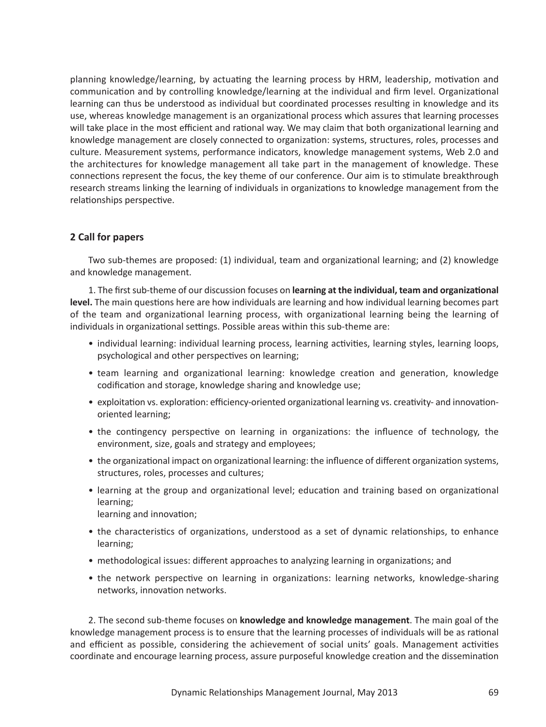planning knowledge/learning, by actuating the learning process by HRM, leadership, motivation and communication and by controlling knowledge/learning at the individual and firm level. Organizational learning can thus be understood as individual but coordinated processes resulting in knowledge and its use, whereas knowledge management is an organizational process which assures that learning processes will take place in the most efficient and rational way. We may claim that both organizational learning and knowledge management are closely connected to organization: systems, structures, roles, processes and culture. Measurement systems, performance indicators, knowledge management systems, Web 2.0 and the architectures for knowledge management all take part in the management of knowledge. These connections represent the focus, the key theme of our conference. Our aim is to stimulate breakthrough research streams linking the learning of individuals in organizations to knowledge management from the relationships perspective.

## 2 Call for papers

Two sub-themes are proposed: (1) individual, team and organizational learning; and (2) knowledge and knowledge management.

1. The first sub-theme of our discussion focuses on **learning at the individual, team and organizational level.** The main questions here are how individuals are learning and how individual learning becomes part of the team and organizational learning process, with organizational learning being the learning of individuals in organizational settings. Possible areas within this sub-theme are:

- individual learning: individual learning process, learning activities, learning styles, learning loops, psychological and other perspectives on learning;
- team learning and organizational learning: knowledge creation and generation, knowledge codification and storage, knowledge sharing and knowledge use;
- exploitation vs. exploration: efficiency-oriented organizational learning vs. creativity- and innovation-oriented learning;
- the contingency perspective on learning in organizations: the influence of technology, the environment, size, goals and strategy and employees;
- the organizational impact on organizational learning: the influence of different organization systems, structures, roles, processes and cultures;
- learning at the group and organizational level; education and training based on organizational learning;
  learning and innovation;
- the characteristics of organizations, understood as a set of dynamic relationships, to enhance learning;
- methodological issues: different approaches to analyzing learning in organizations; and
- the network perspective on learning in organizations: learning networks, knowledge-sharing networks, innovation networks.

2. The second sub-theme focuses on **knowledge and knowledge management**. The main goal of the knowledge management process is to ensure that the learning processes of individuals will be as rational and efficient as possible, considering the achievement of social units' goals. Management activities coordinate and encourage learning process, assure purposeful knowledge creation and the dissemination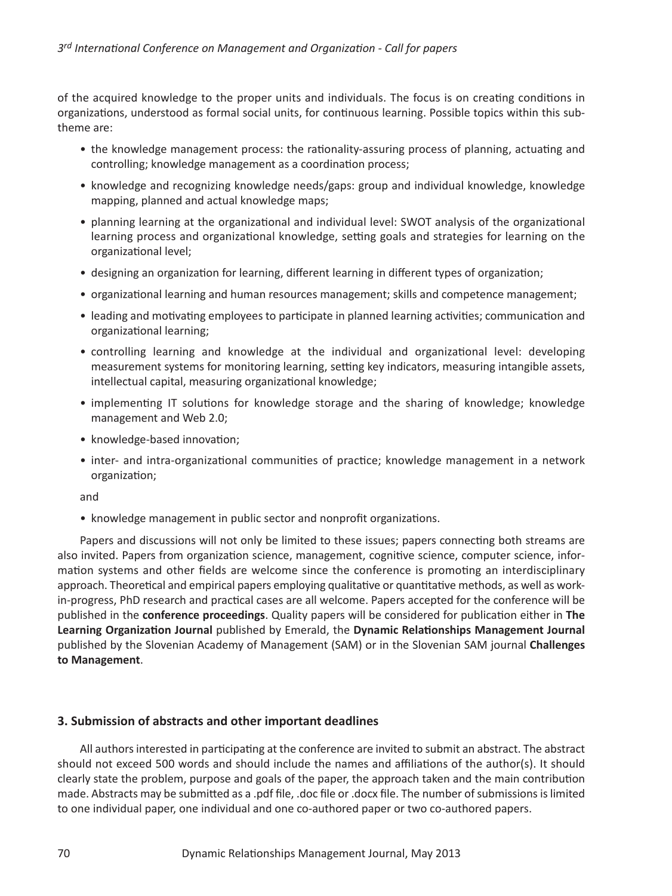of the acquired knowledge to the proper units and individuals. The focus is on creating conditions in organizations, understood as formal social units, for continuous learning. Possible topics within this sub-theme are:

- the knowledge management process: the rationality-assuring process of planning, actuating and controlling; knowledge management as a coordination process;
- knowledge and recognizing knowledge needs/gaps: group and individual knowledge, knowledge mapping, planned and actual knowledge maps;
- planning learning at the organizational and individual level: SWOT analysis of the organizational learning process and organizational knowledge, setting goals and strategies for learning on the organizational level;
- designing an organization for learning, different learning in different types of organization;
- organizational learning and human resources management; skills and competence management;
- leading and motivating employees to participate in planned learning activities; communication and organizational learning;
- controlling learning and knowledge at the individual and organizational level: developing measurement systems for monitoring learning, setting key indicators, measuring intangible assets, intellectual capital, measuring organizational knowledge;
- implementing IT solutions for knowledge storage and the sharing of knowledge; knowledge management and Web 2.0;
- knowledge-based innovation;
- inter- and intra-organizational communities of practice; knowledge management in a network organization;

and

- knowledge management in public sector and nonprofit organizations.

Papers and discussions will not only be limited to these issues; papers connecting both streams are also invited. Papers from organization science, management, cognitive science, computer science, information systems and other fields are welcome since the conference is promoting an interdisciplinary approach. Theoretical and empirical papers employing qualitative or quantitative methods, as well as work-in-progress, PhD research and practical cases are all welcome. Papers accepted for the conference will be published in the **conference proceedings**. Quality papers will be considered for publication either in **The Learning Organization Journal** published by Emerald, the **Dynamic Relationships Management Journal** published by the Slovenian Academy of Management (SAM) or in the Slovenian SAM journal **Challenges to Management**.

## 3. Submission of abstracts and other important deadlines

All authors interested in participating at the conference are invited to submit an abstract. The abstract should not exceed 500 words and should include the names and affiliations of the author(s). It should clearly state the problem, purpose and goals of the paper, the approach taken and the main contribution made. Abstracts may be submitted as a .pdf file, .doc file or .docx file. The number of submissions is limited to one individual paper, one individual and one co-authored paper or two co-authored papers.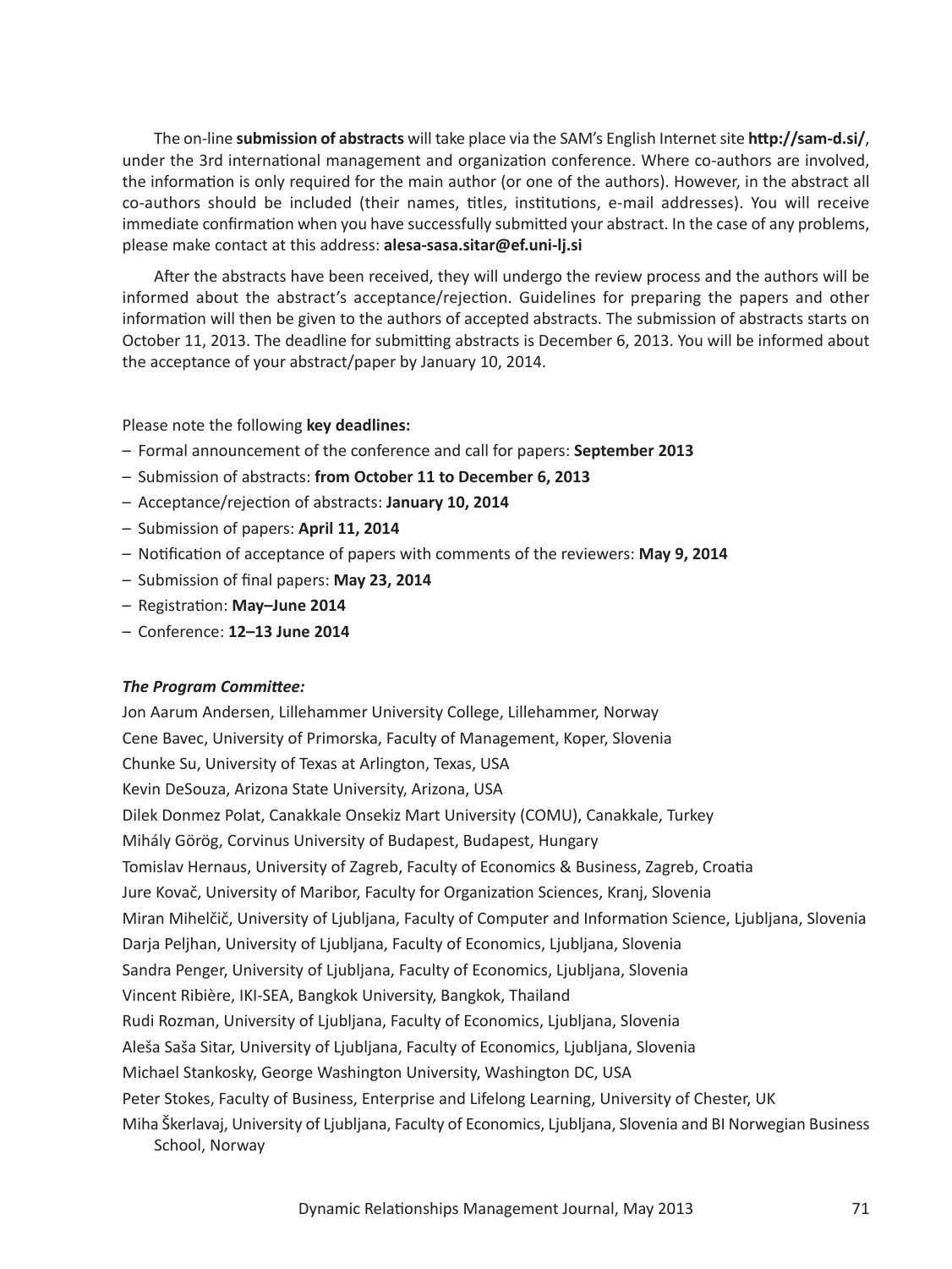The on-line **submission of abstracts** will take place via the SAM's English Internet site **http://sam-d.si/**, under the 3rd international management and organization conference. Where co-authors are involved, the information is only required for the main author (or one of the authors). However, in the abstract all co-authors should be included (their names, titles, institutions, e-mail addresses). You will receive immediate confirmation when you have successfully submitted your abstract. In the case of any problems, please make contact at this address: **alesa-sasa.sitar@ef.uni-lj.si**

After the abstracts have been received, they will undergo the review process and the authors will be informed about the abstract's acceptance/rejection. Guidelines for preparing the papers and other information will then be given to the authors of accepted abstracts. The submission of abstracts starts on October 11, 2013. The deadline for submitting abstracts is December 6, 2013. You will be informed about the acceptance of your abstract/paper by January 10, 2014.

Please note the following **key deadlines:**

- Formal announcement of the conference and call for papers: **September 2013**
- Submission of abstracts: **from October 11 to December 6, 2013**
- Acceptance/rejection of abstracts: **January 10, 2014**
- Submission of papers: **April 11, 2014**
- Notification of acceptance of papers with comments of the reviewers: **May 9, 2014**
- Submission of final papers: **May 23, 2014**
- Registration: **May–June 2014**
- Conference: **12–13 June 2014**

***The Program Committee:***

Jon Aarum Andersen, Lillehammer University College, Lillehammer, Norway

Cene Bavec, University of Primorska, Faculty of Management, Koper, Slovenia

Chunke Su, University of Texas at Arlington, Texas, USA

Kevin DeSouza, Arizona State University, Arizona, USA

Dilek Donmez Polat, Canakkale Onsekiz Mart University (COMU), Canakkale, Turkey

Mihály Görög, Corvinus University of Budapest, Budapest, Hungary

Tomislav Hernaus, University of Zagreb, Faculty of Economics & Business, Zagreb, Croatia

Jure Kovač, University of Maribor, Faculty for Organization Sciences, Kranj, Slovenia

Miran Mihelčič, University of Ljubljana, Faculty of Computer and Information Science, Ljubljana, Slovenia

Darja Peljhan, University of Ljubljana, Faculty of Economics, Ljubljana, Slovenia

Sandra Penger, University of Ljubljana, Faculty of Economics, Ljubljana, Slovenia

Vincent Ribière, IKI-SEA, Bangkok University, Bangkok, Thailand

Rudi Rozman, University of Ljubljana, Faculty of Economics, Ljubljana, Slovenia

Aleša Saša Sitar, University of Ljubljana, Faculty of Economics, Ljubljana, Slovenia

Michael Stankosky, George Washington University, Washington DC, USA

Peter Stokes, Faculty of Business, Enterprise and Lifelong Learning, University of Chester, UK

Miha Škerlavaj, University of Ljubljana, Faculty of Economics, Ljubljana, Slovenia and BI Norwegian Business School, Norway